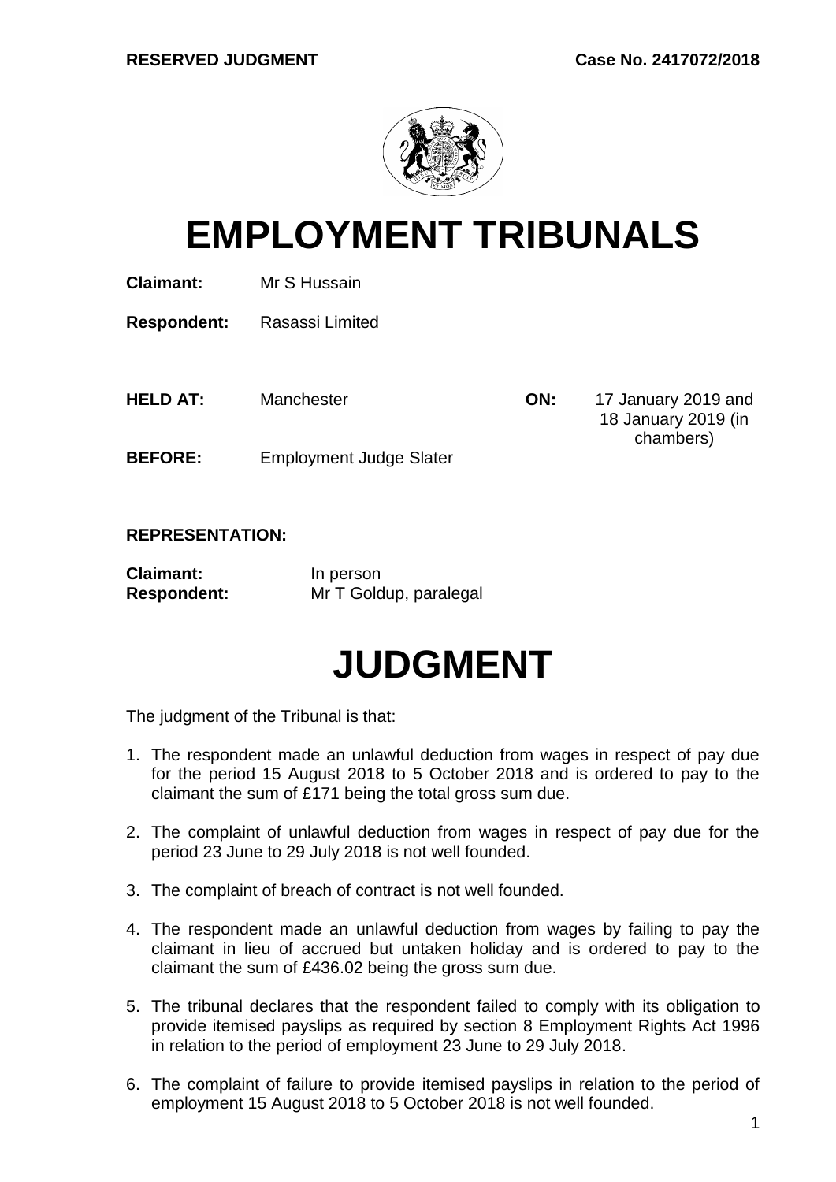**RESERVED JUDGMENT** **Case No. 2417072/2018**

# EMPLOYMENT TRIBUNALS

**Claimant:** Mr S Hussain

**Respondent:** Rasassi Limited

**HELD AT:** Manchester **ON:** 17 January 2019 and 18 January 2019 (in chambers)

**BEFORE:** Employment Judge Slater

**REPRESENTATION:**

**Claimant:** In person
**Respondent:** Mr T Goldup, paralegal

# JUDGMENT

The judgment of the Tribunal is that:

1. The respondent made an unlawful deduction from wages in respect of pay due for the period 15 August 2018 to 5 October 2018 and is ordered to pay to the claimant the sum of £171 being the total gross sum due.

2. The complaint of unlawful deduction from wages in respect of pay due for the period 23 June to 29 July 2018 is not well founded.

3. The complaint of breach of contract is not well founded.

4. The respondent made an unlawful deduction from wages by failing to pay the claimant in lieu of accrued but untaken holiday and is ordered to pay to the claimant the sum of £436.02 being the gross sum due.

5. The tribunal declares that the respondent failed to comply with its obligation to provide itemised payslips as required by section 8 Employment Rights Act 1996 in relation to the period of employment 23 June to 29 July 2018.

6. The complaint of failure to provide itemised payslips in relation to the period of employment 15 August 2018 to 5 October 2018 is not well founded.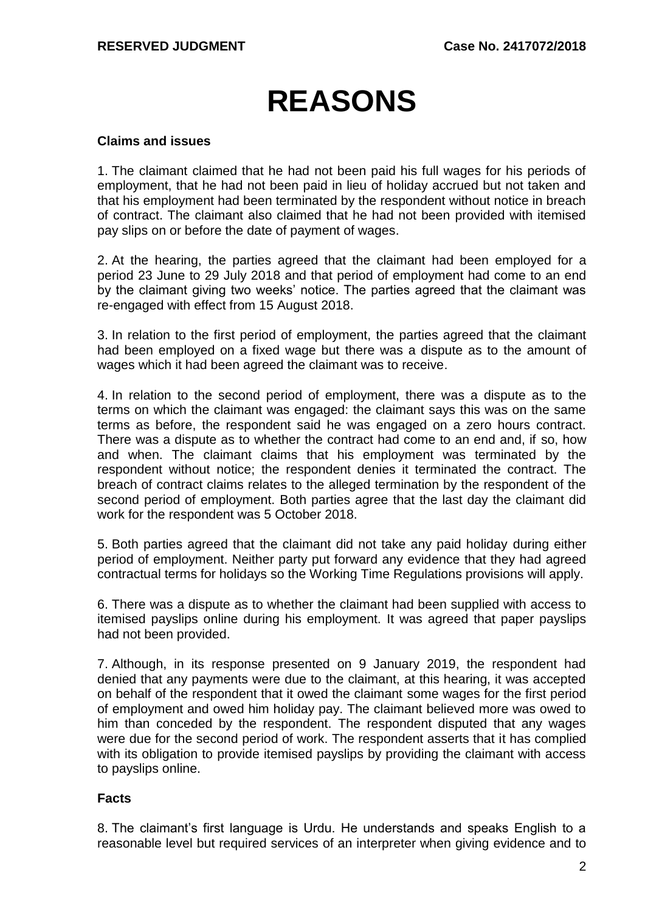# REASONS

**Claims and issues**

1. The claimant claimed that he had not been paid his full wages for his periods of employment, that he had not been paid in lieu of holiday accrued but not taken and that his employment had been terminated by the respondent without notice in breach of contract. The claimant also claimed that he had not been provided with itemised pay slips on or before the date of payment of wages.

2. At the hearing, the parties agreed that the claimant had been employed for a period 23 June to 29 July 2018 and that period of employment had come to an end by the claimant giving two weeks' notice. The parties agreed that the claimant was re-engaged with effect from 15 August 2018.

3. In relation to the first period of employment, the parties agreed that the claimant had been employed on a fixed wage but there was a dispute as to the amount of wages which it had been agreed the claimant was to receive.

4. In relation to the second period of employment, there was a dispute as to the terms on which the claimant was engaged: the claimant says this was on the same terms as before, the respondent said he was engaged on a zero hours contract. There was a dispute as to whether the contract had come to an end and, if so, how and when. The claimant claims that his employment was terminated by the respondent without notice; the respondent denies it terminated the contract. The breach of contract claims relates to the alleged termination by the respondent of the second period of employment. Both parties agree that the last day the claimant did work for the respondent was 5 October 2018.

5. Both parties agreed that the claimant did not take any paid holiday during either period of employment. Neither party put forward any evidence that they had agreed contractual terms for holidays so the Working Time Regulations provisions will apply.

6. There was a dispute as to whether the claimant had been supplied with access to itemised payslips online during his employment. It was agreed that paper payslips had not been provided.

7. Although, in its response presented on 9 January 2019, the respondent had denied that any payments were due to the claimant, at this hearing, it was accepted on behalf of the respondent that it owed the claimant some wages for the first period of employment and owed him holiday pay. The claimant believed more was owed to him than conceded by the respondent. The respondent disputed that any wages were due for the second period of work. The respondent asserts that it has complied with its obligation to provide itemised payslips by providing the claimant with access to payslips online.

**Facts**

8. The claimant's first language is Urdu. He understands and speaks English to a reasonable level but required services of an interpreter when giving evidence and to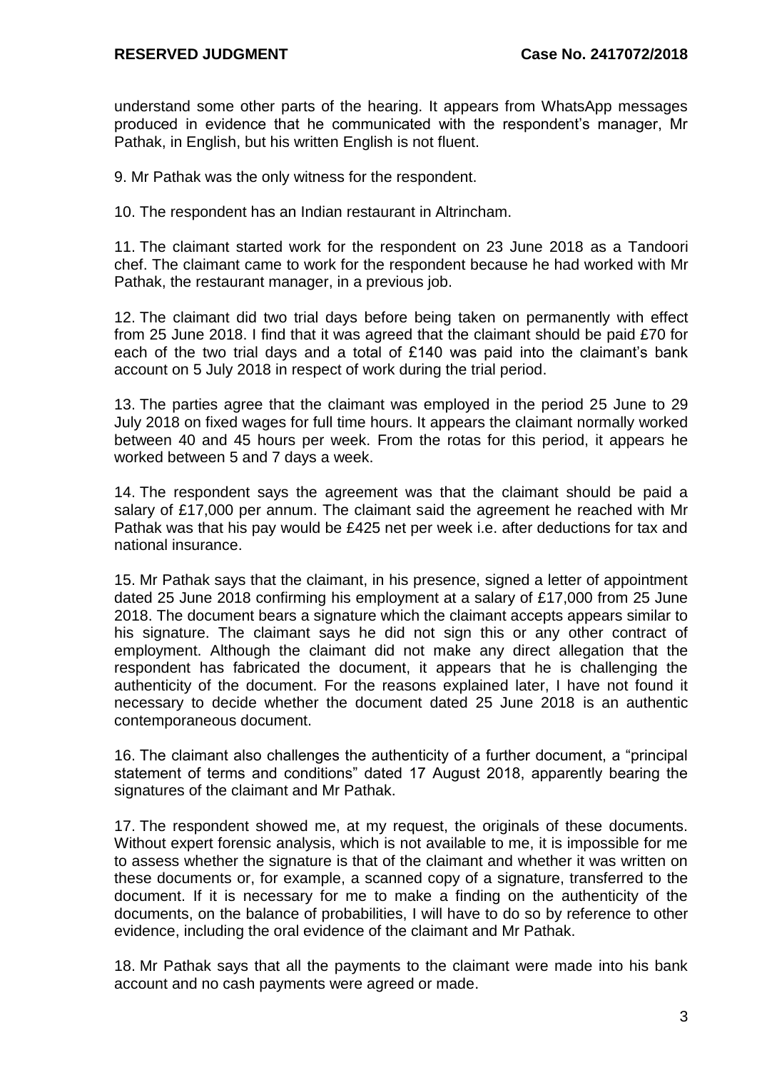understand some other parts of the hearing. It appears from WhatsApp messages produced in evidence that he communicated with the respondent's manager, Mr Pathak, in English, but his written English is not fluent.

9. Mr Pathak was the only witness for the respondent.

10. The respondent has an Indian restaurant in Altrincham.

11. The claimant started work for the respondent on 23 June 2018 as a Tandoori chef. The claimant came to work for the respondent because he had worked with Mr Pathak, the restaurant manager, in a previous job.

12. The claimant did two trial days before being taken on permanently with effect from 25 June 2018. I find that it was agreed that the claimant should be paid £70 for each of the two trial days and a total of £140 was paid into the claimant's bank account on 5 July 2018 in respect of work during the trial period.

13. The parties agree that the claimant was employed in the period 25 June to 29 July 2018 on fixed wages for full time hours. It appears the claimant normally worked between 40 and 45 hours per week. From the rotas for this period, it appears he worked between 5 and 7 days a week.

14. The respondent says the agreement was that the claimant should be paid a salary of £17,000 per annum. The claimant said the agreement he reached with Mr Pathak was that his pay would be £425 net per week i.e. after deductions for tax and national insurance.

15. Mr Pathak says that the claimant, in his presence, signed a letter of appointment dated 25 June 2018 confirming his employment at a salary of £17,000 from 25 June 2018. The document bears a signature which the claimant accepts appears similar to his signature. The claimant says he did not sign this or any other contract of employment. Although the claimant did not make any direct allegation that the respondent has fabricated the document, it appears that he is challenging the authenticity of the document. For the reasons explained later, I have not found it necessary to decide whether the document dated 25 June 2018 is an authentic contemporaneous document.

16. The claimant also challenges the authenticity of a further document, a "principal statement of terms and conditions" dated 17 August 2018, apparently bearing the signatures of the claimant and Mr Pathak.

17. The respondent showed me, at my request, the originals of these documents. Without expert forensic analysis, which is not available to me, it is impossible for me to assess whether the signature is that of the claimant and whether it was written on these documents or, for example, a scanned copy of a signature, transferred to the document. If it is necessary for me to make a finding on the authenticity of the documents, on the balance of probabilities, I will have to do so by reference to other evidence, including the oral evidence of the claimant and Mr Pathak.

18. Mr Pathak says that all the payments to the claimant were made into his bank account and no cash payments were agreed or made.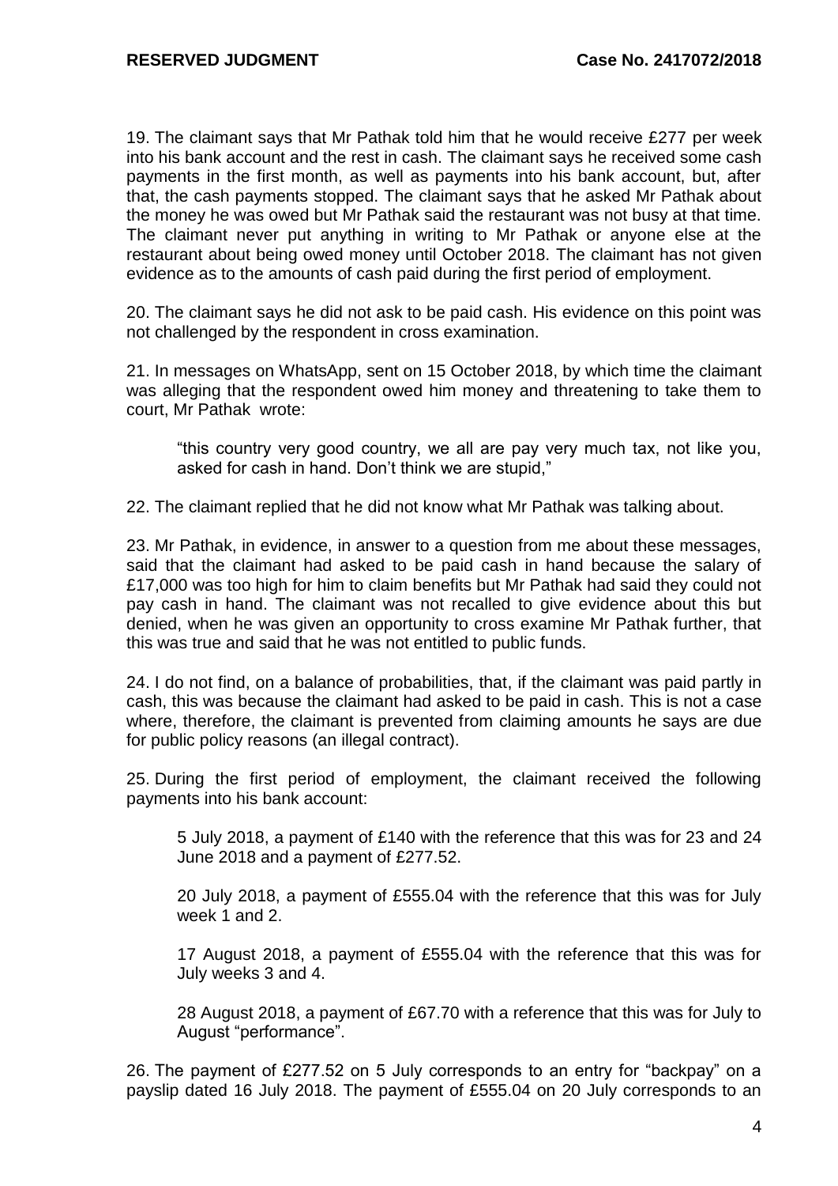19. The claimant says that Mr Pathak told him that he would receive £277 per week into his bank account and the rest in cash. The claimant says he received some cash payments in the first month, as well as payments into his bank account, but, after that, the cash payments stopped. The claimant says that he asked Mr Pathak about the money he was owed but Mr Pathak said the restaurant was not busy at that time. The claimant never put anything in writing to Mr Pathak or anyone else at the restaurant about being owed money until October 2018. The claimant has not given evidence as to the amounts of cash paid during the first period of employment.

20. The claimant says he did not ask to be paid cash. His evidence on this point was not challenged by the respondent in cross examination.

21. In messages on WhatsApp, sent on 15 October 2018, by which time the claimant was alleging that the respondent owed him money and threatening to take them to court, Mr Pathak wrote:

> "this country very good country, we all are pay very much tax, not like you, asked for cash in hand. Don't think we are stupid,"

22. The claimant replied that he did not know what Mr Pathak was talking about.

23. Mr Pathak, in evidence, in answer to a question from me about these messages, said that the claimant had asked to be paid cash in hand because the salary of £17,000 was too high for him to claim benefits but Mr Pathak had said they could not pay cash in hand. The claimant was not recalled to give evidence about this but denied, when he was given an opportunity to cross examine Mr Pathak further, that this was true and said that he was not entitled to public funds.

24. I do not find, on a balance of probabilities, that, if the claimant was paid partly in cash, this was because the claimant had asked to be paid in cash. This is not a case where, therefore, the claimant is prevented from claiming amounts he says are due for public policy reasons (an illegal contract).

25. During the first period of employment, the claimant received the following payments into his bank account:

> 5 July 2018, a payment of £140 with the reference that this was for 23 and 24 June 2018 and a payment of £277.52.
>
> 20 July 2018, a payment of £555.04 with the reference that this was for July week 1 and 2.
>
> 17 August 2018, a payment of £555.04 with the reference that this was for July weeks 3 and 4.
>
> 28 August 2018, a payment of £67.70 with a reference that this was for July to August "performance".

26. The payment of £277.52 on 5 July corresponds to an entry for "backpay" on a payslip dated 16 July 2018. The payment of £555.04 on 20 July corresponds to an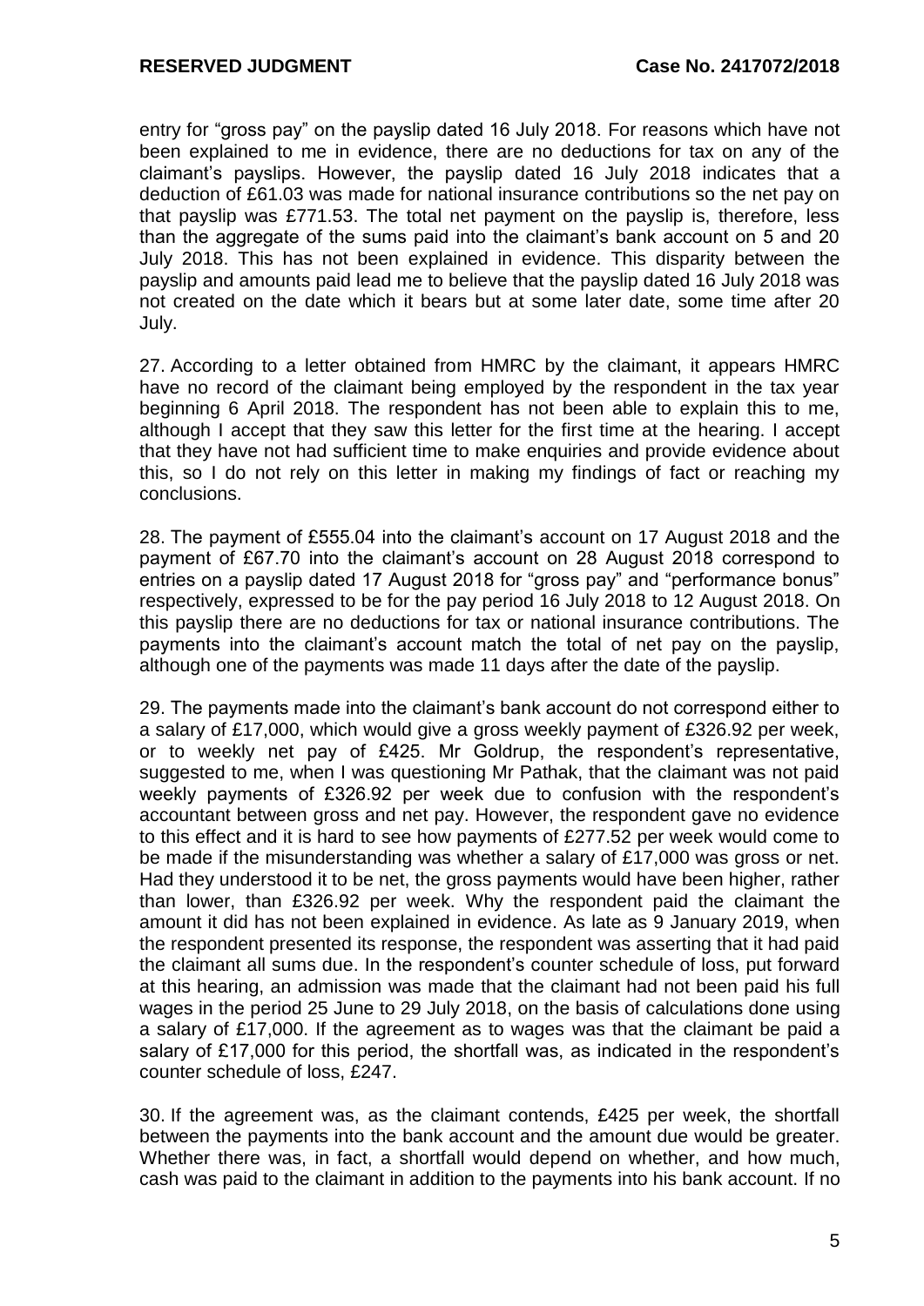entry for "gross pay" on the payslip dated 16 July 2018. For reasons which have not been explained to me in evidence, there are no deductions for tax on any of the claimant's payslips. However, the payslip dated 16 July 2018 indicates that a deduction of £61.03 was made for national insurance contributions so the net pay on that payslip was £771.53. The total net payment on the payslip is, therefore, less than the aggregate of the sums paid into the claimant's bank account on 5 and 20 July 2018. This has not been explained in evidence. This disparity between the payslip and amounts paid lead me to believe that the payslip dated 16 July 2018 was not created on the date which it bears but at some later date, some time after 20 July.

27. According to a letter obtained from HMRC by the claimant, it appears HMRC have no record of the claimant being employed by the respondent in the tax year beginning 6 April 2018. The respondent has not been able to explain this to me, although I accept that they saw this letter for the first time at the hearing. I accept that they have not had sufficient time to make enquiries and provide evidence about this, so I do not rely on this letter in making my findings of fact or reaching my conclusions.

28. The payment of £555.04 into the claimant's account on 17 August 2018 and the payment of £67.70 into the claimant's account on 28 August 2018 correspond to entries on a payslip dated 17 August 2018 for "gross pay" and "performance bonus" respectively, expressed to be for the pay period 16 July 2018 to 12 August 2018. On this payslip there are no deductions for tax or national insurance contributions. The payments into the claimant's account match the total of net pay on the payslip, although one of the payments was made 11 days after the date of the payslip.

29. The payments made into the claimant's bank account do not correspond either to a salary of £17,000, which would give a gross weekly payment of £326.92 per week, or to weekly net pay of £425. Mr Goldrup, the respondent's representative, suggested to me, when I was questioning Mr Pathak, that the claimant was not paid weekly payments of £326.92 per week due to confusion with the respondent's accountant between gross and net pay. However, the respondent gave no evidence to this effect and it is hard to see how payments of £277.52 per week would come to be made if the misunderstanding was whether a salary of £17,000 was gross or net. Had they understood it to be net, the gross payments would have been higher, rather than lower, than £326.92 per week. Why the respondent paid the claimant the amount it did has not been explained in evidence. As late as 9 January 2019, when the respondent presented its response, the respondent was asserting that it had paid the claimant all sums due. In the respondent's counter schedule of loss, put forward at this hearing, an admission was made that the claimant had not been paid his full wages in the period 25 June to 29 July 2018, on the basis of calculations done using a salary of £17,000. If the agreement as to wages was that the claimant be paid a salary of £17,000 for this period, the shortfall was, as indicated in the respondent's counter schedule of loss, £247.

30. If the agreement was, as the claimant contends, £425 per week, the shortfall between the payments into the bank account and the amount due would be greater. Whether there was, in fact, a shortfall would depend on whether, and how much, cash was paid to the claimant in addition to the payments into his bank account. If no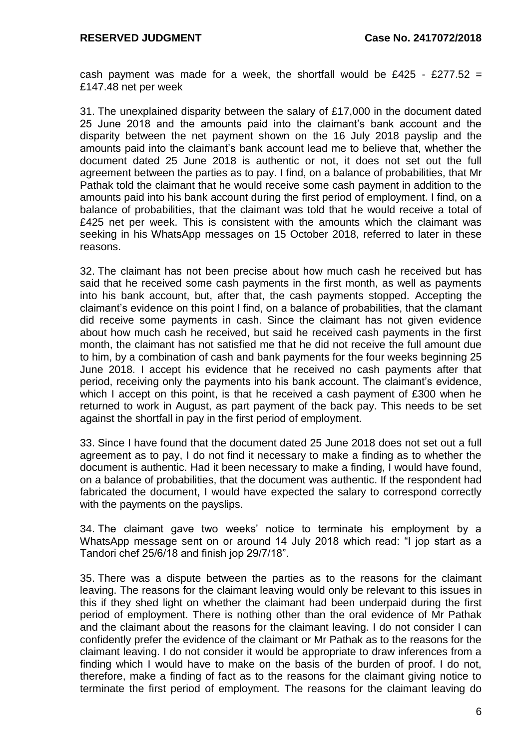cash payment was made for a week, the shortfall would be £425 - £277.52 = £147.48 net per week

31. The unexplained disparity between the salary of £17,000 in the document dated 25 June 2018 and the amounts paid into the claimant's bank account and the disparity between the net payment shown on the 16 July 2018 payslip and the amounts paid into the claimant's bank account lead me to believe that, whether the document dated 25 June 2018 is authentic or not, it does not set out the full agreement between the parties as to pay. I find, on a balance of probabilities, that Mr Pathak told the claimant that he would receive some cash payment in addition to the amounts paid into his bank account during the first period of employment. I find, on a balance of probabilities, that the claimant was told that he would receive a total of £425 net per week. This is consistent with the amounts which the claimant was seeking in his WhatsApp messages on 15 October 2018, referred to later in these reasons.

32. The claimant has not been precise about how much cash he received but has said that he received some cash payments in the first month, as well as payments into his bank account, but, after that, the cash payments stopped. Accepting the claimant's evidence on this point I find, on a balance of probabilities, that the clamant did receive some payments in cash. Since the claimant has not given evidence about how much cash he received, but said he received cash payments in the first month, the claimant has not satisfied me that he did not receive the full amount due to him, by a combination of cash and bank payments for the four weeks beginning 25 June 2018. I accept his evidence that he received no cash payments after that period, receiving only the payments into his bank account. The claimant's evidence, which I accept on this point, is that he received a cash payment of £300 when he returned to work in August, as part payment of the back pay. This needs to be set against the shortfall in pay in the first period of employment.

33. Since I have found that the document dated 25 June 2018 does not set out a full agreement as to pay, I do not find it necessary to make a finding as to whether the document is authentic. Had it been necessary to make a finding, I would have found, on a balance of probabilities, that the document was authentic. If the respondent had fabricated the document, I would have expected the salary to correspond correctly with the payments on the payslips.

34. The claimant gave two weeks' notice to terminate his employment by a WhatsApp message sent on or around 14 July 2018 which read: "I jop start as a Tandori chef 25/6/18 and finish jop 29/7/18".

35. There was a dispute between the parties as to the reasons for the claimant leaving. The reasons for the claimant leaving would only be relevant to this issues in this if they shed light on whether the claimant had been underpaid during the first period of employment. There is nothing other than the oral evidence of Mr Pathak and the claimant about the reasons for the claimant leaving. I do not consider I can confidently prefer the evidence of the claimant or Mr Pathak as to the reasons for the claimant leaving. I do not consider it would be appropriate to draw inferences from a finding which I would have to make on the basis of the burden of proof. I do not, therefore, make a finding of fact as to the reasons for the claimant giving notice to terminate the first period of employment. The reasons for the claimant leaving do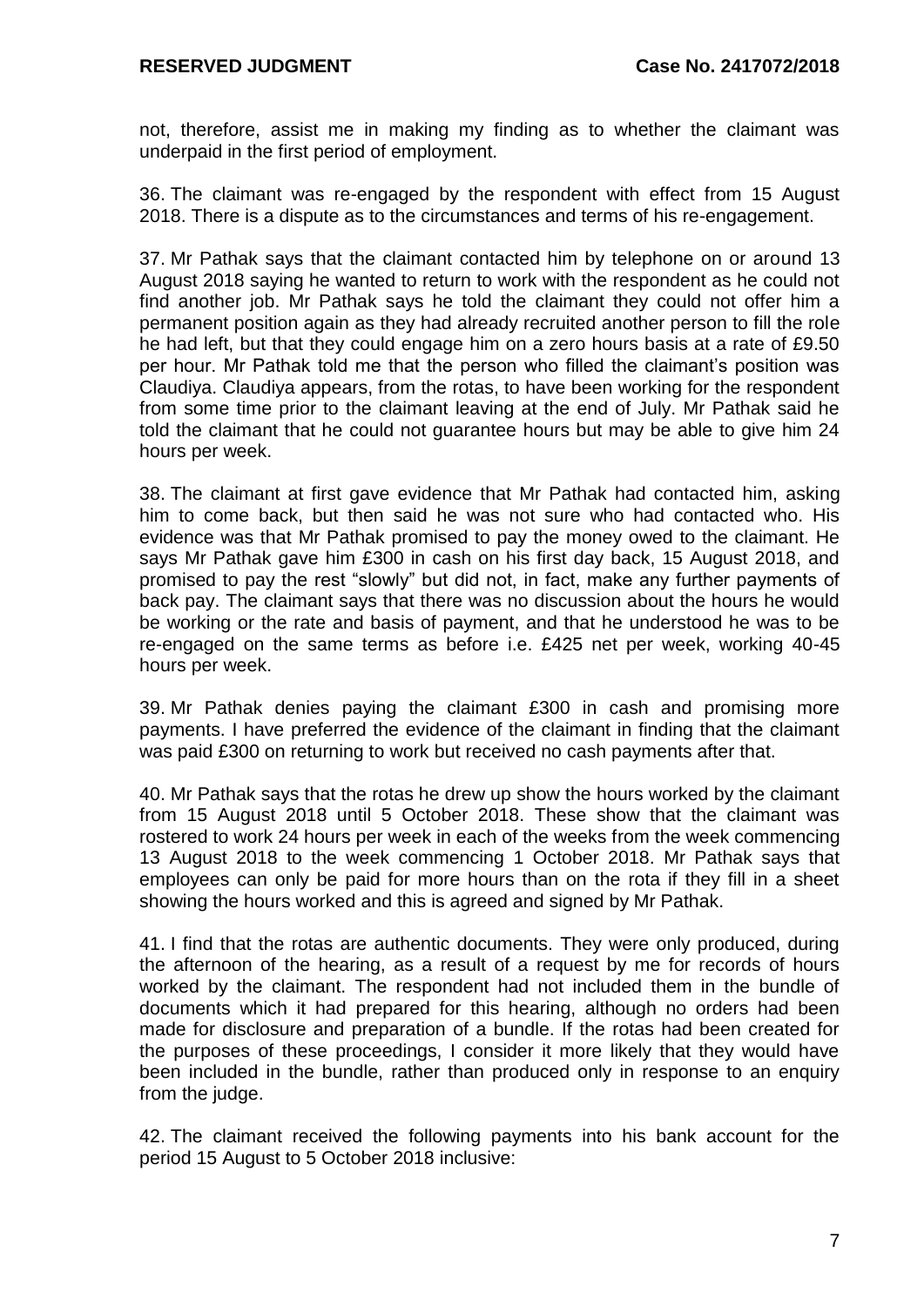not, therefore, assist me in making my finding as to whether the claimant was underpaid in the first period of employment.

36. The claimant was re-engaged by the respondent with effect from 15 August 2018. There is a dispute as to the circumstances and terms of his re-engagement.

37. Mr Pathak says that the claimant contacted him by telephone on or around 13 August 2018 saying he wanted to return to work with the respondent as he could not find another job. Mr Pathak says he told the claimant they could not offer him a permanent position again as they had already recruited another person to fill the role he had left, but that they could engage him on a zero hours basis at a rate of £9.50 per hour. Mr Pathak told me that the person who filled the claimant's position was Claudiya. Claudiya appears, from the rotas, to have been working for the respondent from some time prior to the claimant leaving at the end of July. Mr Pathak said he told the claimant that he could not guarantee hours but may be able to give him 24 hours per week.

38. The claimant at first gave evidence that Mr Pathak had contacted him, asking him to come back, but then said he was not sure who had contacted who. His evidence was that Mr Pathak promised to pay the money owed to the claimant. He says Mr Pathak gave him £300 in cash on his first day back, 15 August 2018, and promised to pay the rest "slowly" but did not, in fact, make any further payments of back pay. The claimant says that there was no discussion about the hours he would be working or the rate and basis of payment, and that he understood he was to be re-engaged on the same terms as before i.e. £425 net per week, working 40-45 hours per week.

39. Mr Pathak denies paying the claimant £300 in cash and promising more payments. I have preferred the evidence of the claimant in finding that the claimant was paid £300 on returning to work but received no cash payments after that.

40. Mr Pathak says that the rotas he drew up show the hours worked by the claimant from 15 August 2018 until 5 October 2018. These show that the claimant was rostered to work 24 hours per week in each of the weeks from the week commencing 13 August 2018 to the week commencing 1 October 2018. Mr Pathak says that employees can only be paid for more hours than on the rota if they fill in a sheet showing the hours worked and this is agreed and signed by Mr Pathak.

41. I find that the rotas are authentic documents. They were only produced, during the afternoon of the hearing, as a result of a request by me for records of hours worked by the claimant. The respondent had not included them in the bundle of documents which it had prepared for this hearing, although no orders had been made for disclosure and preparation of a bundle. If the rotas had been created for the purposes of these proceedings, I consider it more likely that they would have been included in the bundle, rather than produced only in response to an enquiry from the judge.

42. The claimant received the following payments into his bank account for the period 15 August to 5 October 2018 inclusive: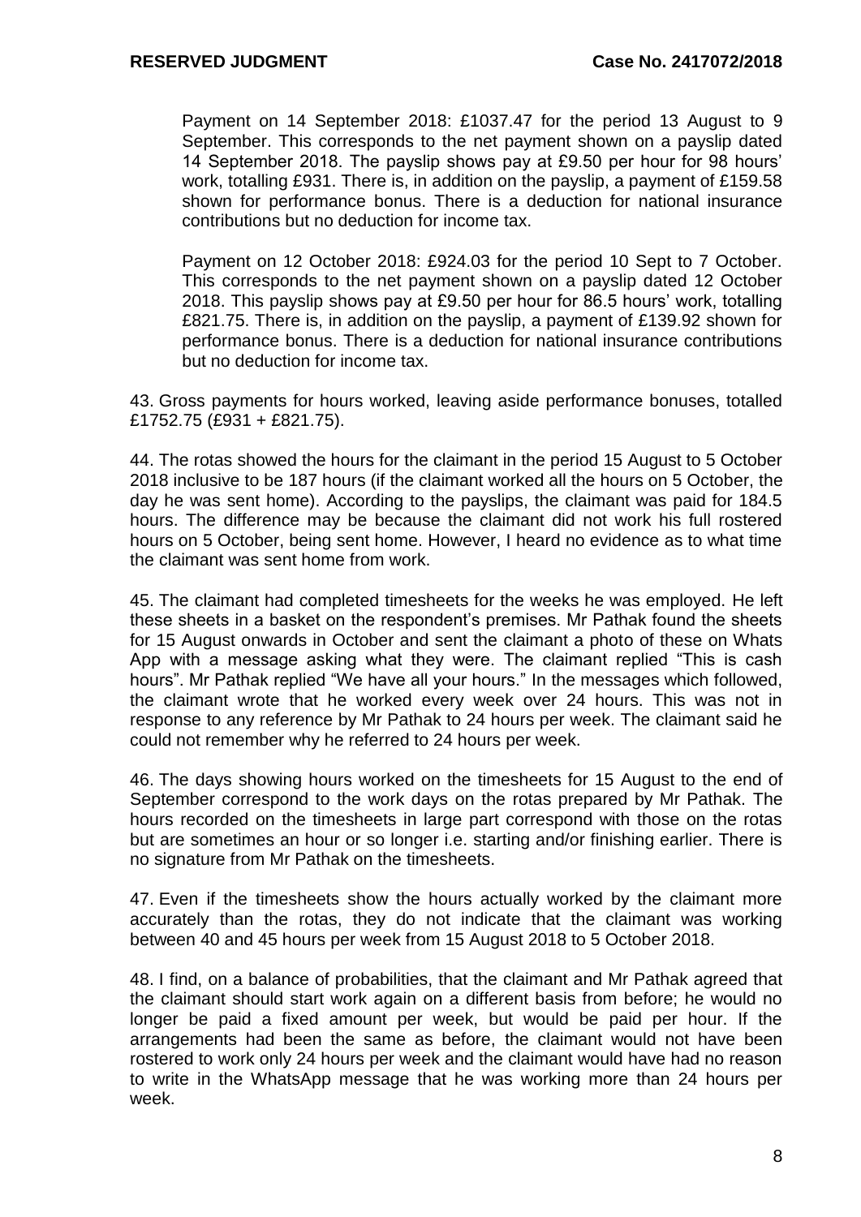Payment on 14 September 2018: £1037.47 for the period 13 August to 9 September. This corresponds to the net payment shown on a payslip dated 14 September 2018. The payslip shows pay at £9.50 per hour for 98 hours' work, totalling £931. There is, in addition on the payslip, a payment of £159.58 shown for performance bonus. There is a deduction for national insurance contributions but no deduction for income tax.

Payment on 12 October 2018: £924.03 for the period 10 Sept to 7 October. This corresponds to the net payment shown on a payslip dated 12 October 2018. This payslip shows pay at £9.50 per hour for 86.5 hours' work, totalling £821.75. There is, in addition on the payslip, a payment of £139.92 shown for performance bonus. There is a deduction for national insurance contributions but no deduction for income tax.

43. Gross payments for hours worked, leaving aside performance bonuses, totalled £1752.75 (£931 + £821.75).

44. The rotas showed the hours for the claimant in the period 15 August to 5 October 2018 inclusive to be 187 hours (if the claimant worked all the hours on 5 October, the day he was sent home). According to the payslips, the claimant was paid for 184.5 hours. The difference may be because the claimant did not work his full rostered hours on 5 October, being sent home. However, I heard no evidence as to what time the claimant was sent home from work.

45. The claimant had completed timesheets for the weeks he was employed. He left these sheets in a basket on the respondent's premises. Mr Pathak found the sheets for 15 August onwards in October and sent the claimant a photo of these on Whats App with a message asking what they were. The claimant replied "This is cash hours". Mr Pathak replied "We have all your hours." In the messages which followed, the claimant wrote that he worked every week over 24 hours. This was not in response to any reference by Mr Pathak to 24 hours per week. The claimant said he could not remember why he referred to 24 hours per week.

46. The days showing hours worked on the timesheets for 15 August to the end of September correspond to the work days on the rotas prepared by Mr Pathak. The hours recorded on the timesheets in large part correspond with those on the rotas but are sometimes an hour or so longer i.e. starting and/or finishing earlier. There is no signature from Mr Pathak on the timesheets.

47. Even if the timesheets show the hours actually worked by the claimant more accurately than the rotas, they do not indicate that the claimant was working between 40 and 45 hours per week from 15 August 2018 to 5 October 2018.

48. I find, on a balance of probabilities, that the claimant and Mr Pathak agreed that the claimant should start work again on a different basis from before; he would no longer be paid a fixed amount per week, but would be paid per hour. If the arrangements had been the same as before, the claimant would not have been rostered to work only 24 hours per week and the claimant would have had no reason to write in the WhatsApp message that he was working more than 24 hours per week.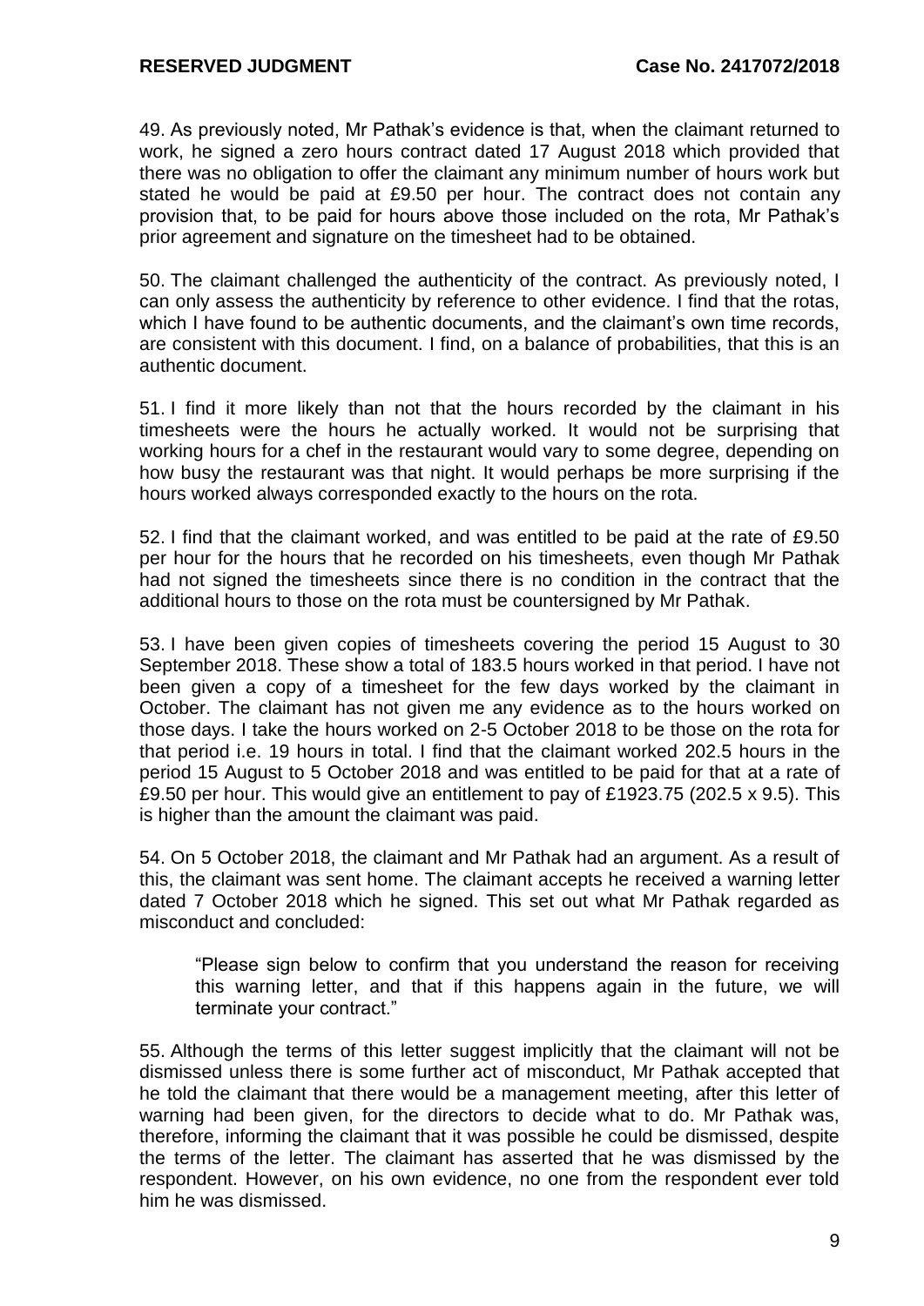49. As previously noted, Mr Pathak's evidence is that, when the claimant returned to work, he signed a zero hours contract dated 17 August 2018 which provided that there was no obligation to offer the claimant any minimum number of hours work but stated he would be paid at £9.50 per hour. The contract does not contain any provision that, to be paid for hours above those included on the rota, Mr Pathak's prior agreement and signature on the timesheet had to be obtained.

50. The claimant challenged the authenticity of the contract. As previously noted, I can only assess the authenticity by reference to other evidence. I find that the rotas, which I have found to be authentic documents, and the claimant's own time records, are consistent with this document. I find, on a balance of probabilities, that this is an authentic document.

51. I find it more likely than not that the hours recorded by the claimant in his timesheets were the hours he actually worked. It would not be surprising that working hours for a chef in the restaurant would vary to some degree, depending on how busy the restaurant was that night. It would perhaps be more surprising if the hours worked always corresponded exactly to the hours on the rota.

52. I find that the claimant worked, and was entitled to be paid at the rate of £9.50 per hour for the hours that he recorded on his timesheets, even though Mr Pathak had not signed the timesheets since there is no condition in the contract that the additional hours to those on the rota must be countersigned by Mr Pathak.

53. I have been given copies of timesheets covering the period 15 August to 30 September 2018. These show a total of 183.5 hours worked in that period. I have not been given a copy of a timesheet for the few days worked by the claimant in October. The claimant has not given me any evidence as to the hours worked on those days. I take the hours worked on 2-5 October 2018 to be those on the rota for that period i.e. 19 hours in total. I find that the claimant worked 202.5 hours in the period 15 August to 5 October 2018 and was entitled to be paid for that at a rate of £9.50 per hour. This would give an entitlement to pay of £1923.75 (202.5 x 9.5). This is higher than the amount the claimant was paid.

54. On 5 October 2018, the claimant and Mr Pathak had an argument. As a result of this, the claimant was sent home. The claimant accepts he received a warning letter dated 7 October 2018 which he signed. This set out what Mr Pathak regarded as misconduct and concluded:

> "Please sign below to confirm that you understand the reason for receiving this warning letter, and that if this happens again in the future, we will terminate your contract."

55. Although the terms of this letter suggest implicitly that the claimant will not be dismissed unless there is some further act of misconduct, Mr Pathak accepted that he told the claimant that there would be a management meeting, after this letter of warning had been given, for the directors to decide what to do. Mr Pathak was, therefore, informing the claimant that it was possible he could be dismissed, despite the terms of the letter. The claimant has asserted that he was dismissed by the respondent. However, on his own evidence, no one from the respondent ever told him he was dismissed.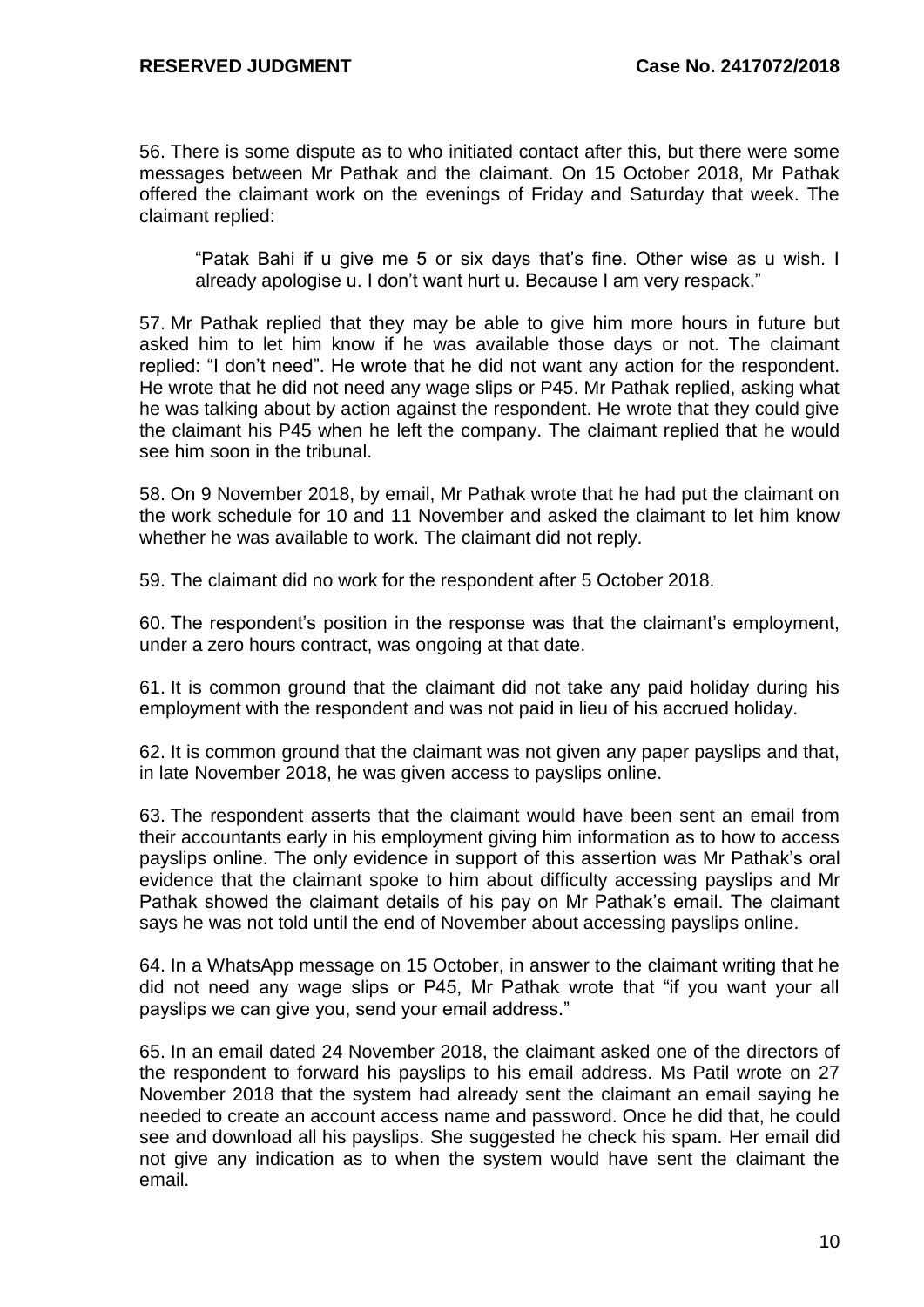56. There is some dispute as to who initiated contact after this, but there were some messages between Mr Pathak and the claimant. On 15 October 2018, Mr Pathak offered the claimant work on the evenings of Friday and Saturday that week. The claimant replied:

> "Patak Bahi if u give me 5 or six days that's fine. Other wise as u wish. I already apologise u. I don't want hurt u. Because I am very respack."

57. Mr Pathak replied that they may be able to give him more hours in future but asked him to let him know if he was available those days or not. The claimant replied: "I don't need". He wrote that he did not want any action for the respondent. He wrote that he did not need any wage slips or P45. Mr Pathak replied, asking what he was talking about by action against the respondent. He wrote that they could give the claimant his P45 when he left the company. The claimant replied that he would see him soon in the tribunal.

58. On 9 November 2018, by email, Mr Pathak wrote that he had put the claimant on the work schedule for 10 and 11 November and asked the claimant to let him know whether he was available to work. The claimant did not reply.

59. The claimant did no work for the respondent after 5 October 2018.

60. The respondent's position in the response was that the claimant's employment, under a zero hours contract, was ongoing at that date.

61. It is common ground that the claimant did not take any paid holiday during his employment with the respondent and was not paid in lieu of his accrued holiday.

62. It is common ground that the claimant was not given any paper payslips and that, in late November 2018, he was given access to payslips online.

63. The respondent asserts that the claimant would have been sent an email from their accountants early in his employment giving him information as to how to access payslips online. The only evidence in support of this assertion was Mr Pathak's oral evidence that the claimant spoke to him about difficulty accessing payslips and Mr Pathak showed the claimant details of his pay on Mr Pathak's email. The claimant says he was not told until the end of November about accessing payslips online.

64. In a WhatsApp message on 15 October, in answer to the claimant writing that he did not need any wage slips or P45, Mr Pathak wrote that "if you want your all payslips we can give you, send your email address."

65. In an email dated 24 November 2018, the claimant asked one of the directors of the respondent to forward his payslips to his email address. Ms Patil wrote on 27 November 2018 that the system had already sent the claimant an email saying he needed to create an account access name and password. Once he did that, he could see and download all his payslips. She suggested he check his spam. Her email did not give any indication as to when the system would have sent the claimant the email.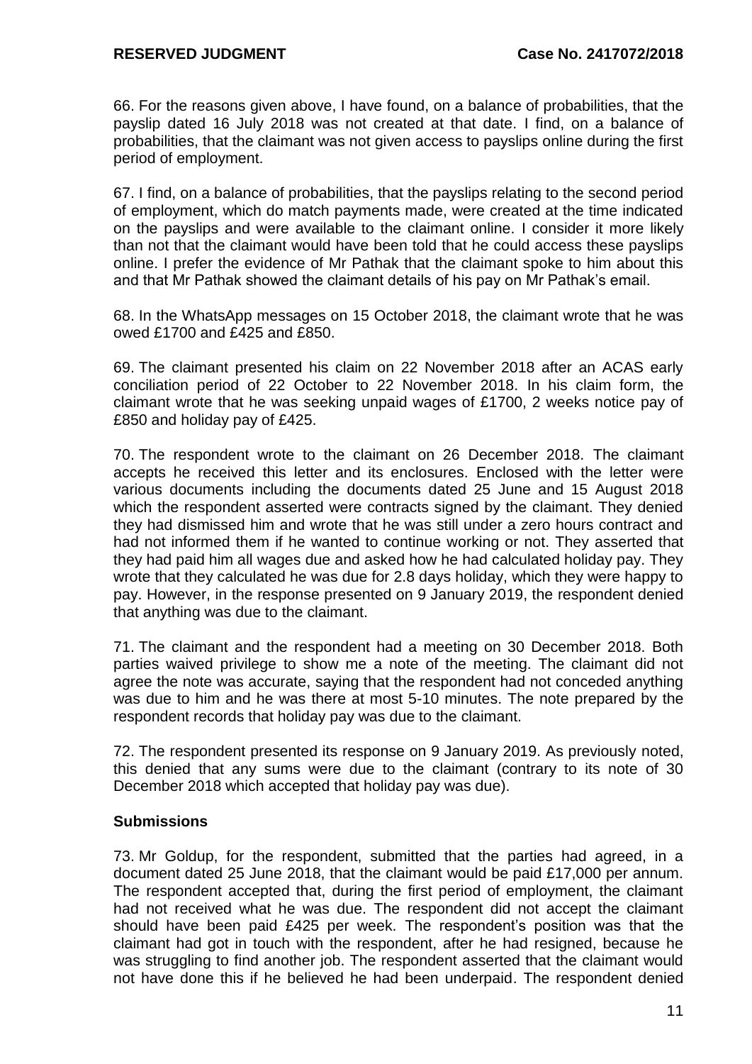66. For the reasons given above, I have found, on a balance of probabilities, that the payslip dated 16 July 2018 was not created at that date. I find, on a balance of probabilities, that the claimant was not given access to payslips online during the first period of employment.

67. I find, on a balance of probabilities, that the payslips relating to the second period of employment, which do match payments made, were created at the time indicated on the payslips and were available to the claimant online. I consider it more likely than not that the claimant would have been told that he could access these payslips online. I prefer the evidence of Mr Pathak that the claimant spoke to him about this and that Mr Pathak showed the claimant details of his pay on Mr Pathak's email.

68. In the WhatsApp messages on 15 October 2018, the claimant wrote that he was owed £1700 and £425 and £850.

69. The claimant presented his claim on 22 November 2018 after an ACAS early conciliation period of 22 October to 22 November 2018. In his claim form, the claimant wrote that he was seeking unpaid wages of £1700, 2 weeks notice pay of £850 and holiday pay of £425.

70. The respondent wrote to the claimant on 26 December 2018. The claimant accepts he received this letter and its enclosures. Enclosed with the letter were various documents including the documents dated 25 June and 15 August 2018 which the respondent asserted were contracts signed by the claimant. They denied they had dismissed him and wrote that he was still under a zero hours contract and had not informed them if he wanted to continue working or not. They asserted that they had paid him all wages due and asked how he had calculated holiday pay. They wrote that they calculated he was due for 2.8 days holiday, which they were happy to pay. However, in the response presented on 9 January 2019, the respondent denied that anything was due to the claimant.

71. The claimant and the respondent had a meeting on 30 December 2018. Both parties waived privilege to show me a note of the meeting. The claimant did not agree the note was accurate, saying that the respondent had not conceded anything was due to him and he was there at most 5-10 minutes. The note prepared by the respondent records that holiday pay was due to the claimant.

72. The respondent presented its response on 9 January 2019. As previously noted, this denied that any sums were due to the claimant (contrary to its note of 30 December 2018 which accepted that holiday pay was due).

## Submissions

73. Mr Goldup, for the respondent, submitted that the parties had agreed, in a document dated 25 June 2018, that the claimant would be paid £17,000 per annum. The respondent accepted that, during the first period of employment, the claimant had not received what he was due. The respondent did not accept the claimant should have been paid £425 per week. The respondent's position was that the claimant had got in touch with the respondent, after he had resigned, because he was struggling to find another job. The respondent asserted that the claimant would not have done this if he believed he had been underpaid. The respondent denied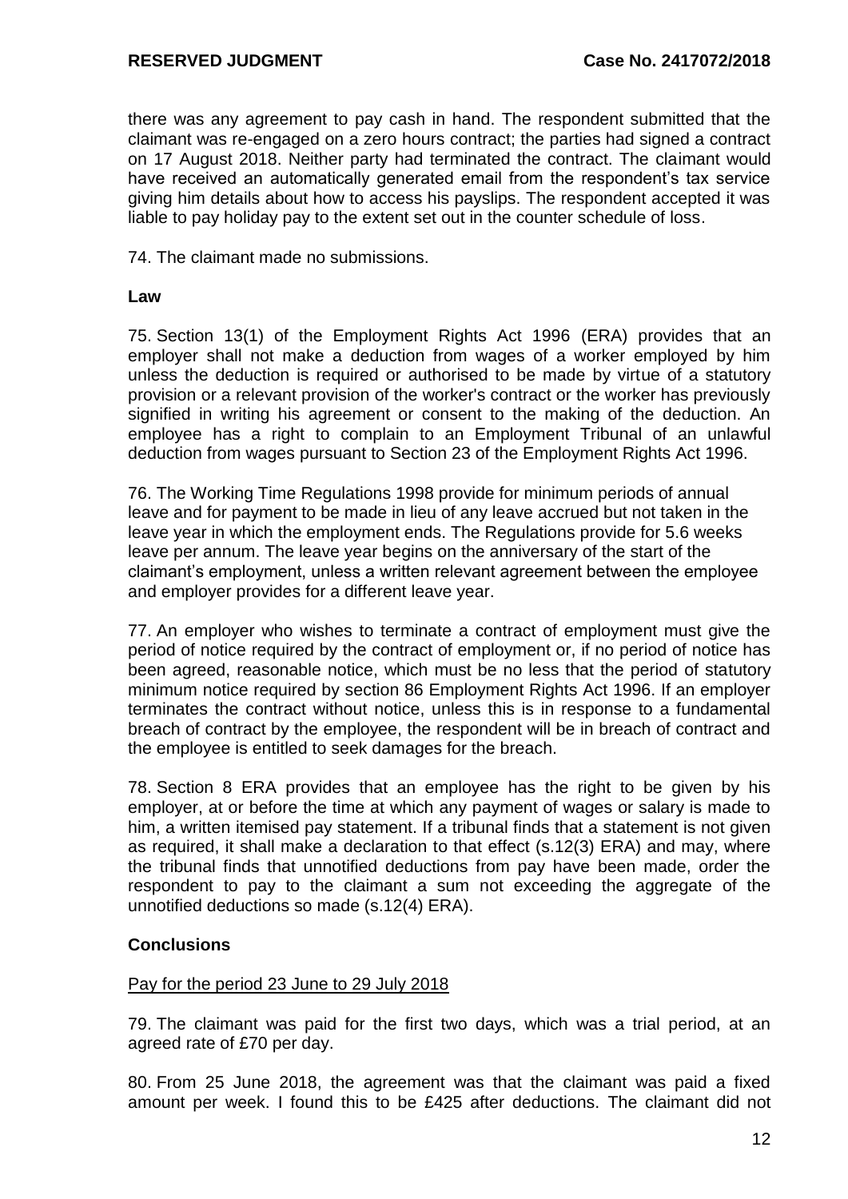there was any agreement to pay cash in hand. The respondent submitted that the claimant was re-engaged on a zero hours contract; the parties had signed a contract on 17 August 2018. Neither party had terminated the contract. The claimant would have received an automatically generated email from the respondent's tax service giving him details about how to access his payslips. The respondent accepted it was liable to pay holiday pay to the extent set out in the counter schedule of loss.

74. The claimant made no submissions.

**Law**

75. Section 13(1) of the Employment Rights Act 1996 (ERA) provides that an employer shall not make a deduction from wages of a worker employed by him unless the deduction is required or authorised to be made by virtue of a statutory provision or a relevant provision of the worker's contract or the worker has previously signified in writing his agreement or consent to the making of the deduction. An employee has a right to complain to an Employment Tribunal of an unlawful deduction from wages pursuant to Section 23 of the Employment Rights Act 1996.

76. The Working Time Regulations 1998 provide for minimum periods of annual leave and for payment to be made in lieu of any leave accrued but not taken in the leave year in which the employment ends. The Regulations provide for 5.6 weeks leave per annum. The leave year begins on the anniversary of the start of the claimant's employment, unless a written relevant agreement between the employee and employer provides for a different leave year.

77. An employer who wishes to terminate a contract of employment must give the period of notice required by the contract of employment or, if no period of notice has been agreed, reasonable notice, which must be no less that the period of statutory minimum notice required by section 86 Employment Rights Act 1996. If an employer terminates the contract without notice, unless this is in response to a fundamental breach of contract by the employee, the respondent will be in breach of contract and the employee is entitled to seek damages for the breach.

78. Section 8 ERA provides that an employee has the right to be given by his employer, at or before the time at which any payment of wages or salary is made to him, a written itemised pay statement. If a tribunal finds that a statement is not given as required, it shall make a declaration to that effect (s.12(3) ERA) and may, where the tribunal finds that unnotified deductions from pay have been made, order the respondent to pay to the claimant a sum not exceeding the aggregate of the unnotified deductions so made (s.12(4) ERA).

**Conclusions**

<u>Pay for the period 23 June to 29 July 2018</u>

79. The claimant was paid for the first two days, which was a trial period, at an agreed rate of £70 per day.

80. From 25 June 2018, the agreement was that the claimant was paid a fixed amount per week. I found this to be £425 after deductions. The claimant did not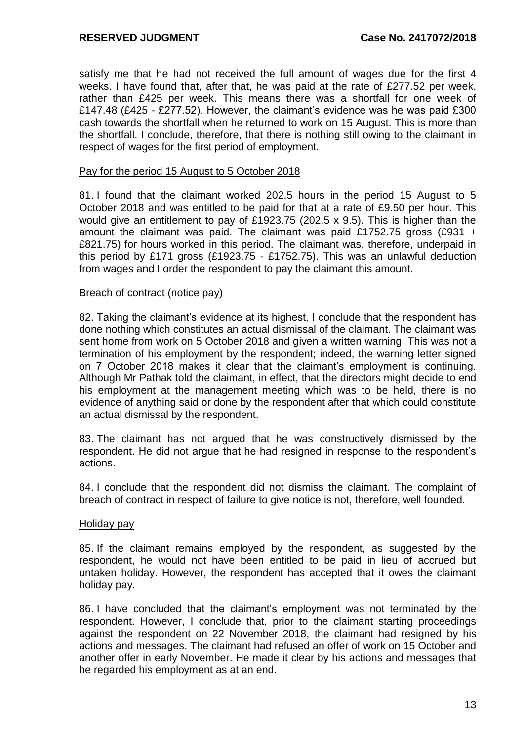satisfy me that he had not received the full amount of wages due for the first 4 weeks. I have found that, after that, he was paid at the rate of £277.52 per week, rather than £425 per week. This means there was a shortfall for one week of £147.48 (£425 - £277.52). However, the claimant's evidence was he was paid £300 cash towards the shortfall when he returned to work on 15 August. This is more than the shortfall. I conclude, therefore, that there is nothing still owing to the claimant in respect of wages for the first period of employment.

Pay for the period 15 August to 5 October 2018

81. I found that the claimant worked 202.5 hours in the period 15 August to 5 October 2018 and was entitled to be paid for that at a rate of £9.50 per hour. This would give an entitlement to pay of £1923.75 (202.5 x 9.5). This is higher than the amount the claimant was paid. The claimant was paid £1752.75 gross (£931 + £821.75) for hours worked in this period. The claimant was, therefore, underpaid in this period by £171 gross (£1923.75 - £1752.75). This was an unlawful deduction from wages and I order the respondent to pay the claimant this amount.

Breach of contract (notice pay)

82. Taking the claimant's evidence at its highest, I conclude that the respondent has done nothing which constitutes an actual dismissal of the claimant. The claimant was sent home from work on 5 October 2018 and given a written warning. This was not a termination of his employment by the respondent; indeed, the warning letter signed on 7 October 2018 makes it clear that the claimant's employment is continuing. Although Mr Pathak told the claimant, in effect, that the directors might decide to end his employment at the management meeting which was to be held, there is no evidence of anything said or done by the respondent after that which could constitute an actual dismissal by the respondent.

83. The claimant has not argued that he was constructively dismissed by the respondent. He did not argue that he had resigned in response to the respondent's actions.

84. I conclude that the respondent did not dismiss the claimant. The complaint of breach of contract in respect of failure to give notice is not, therefore, well founded.

Holiday pay

85. If the claimant remains employed by the respondent, as suggested by the respondent, he would not have been entitled to be paid in lieu of accrued but untaken holiday. However, the respondent has accepted that it owes the claimant holiday pay.

86. I have concluded that the claimant's employment was not terminated by the respondent. However, I conclude that, prior to the claimant starting proceedings against the respondent on 22 November 2018, the claimant had resigned by his actions and messages. The claimant had refused an offer of work on 15 October and another offer in early November. He made it clear by his actions and messages that he regarded his employment as at an end.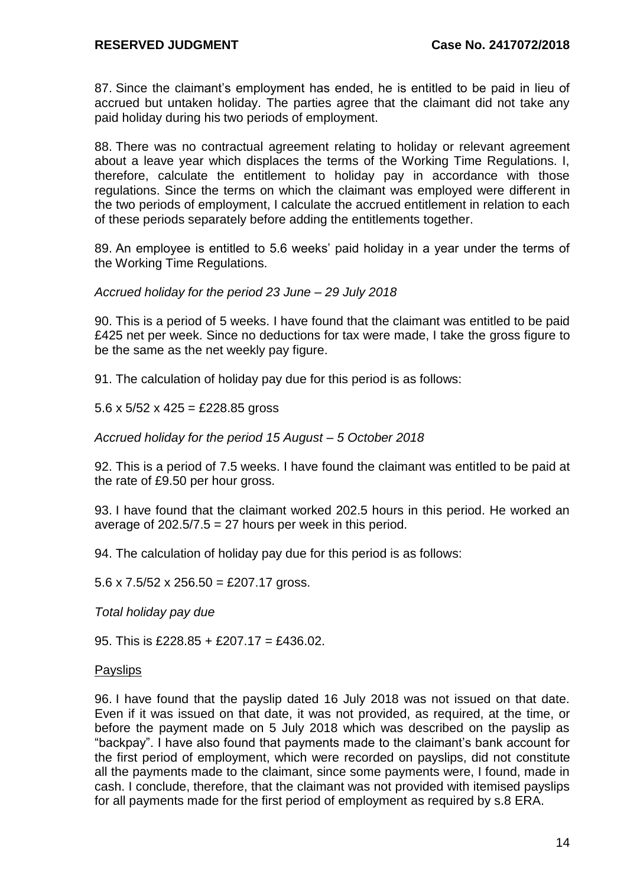87. Since the claimant's employment has ended, he is entitled to be paid in lieu of accrued but untaken holiday. The parties agree that the claimant did not take any paid holiday during his two periods of employment.

88. There was no contractual agreement relating to holiday or relevant agreement about a leave year which displaces the terms of the Working Time Regulations. I, therefore, calculate the entitlement to holiday pay in accordance with those regulations. Since the terms on which the claimant was employed were different in the two periods of employment, I calculate the accrued entitlement in relation to each of these periods separately before adding the entitlements together.

89. An employee is entitled to 5.6 weeks' paid holiday in a year under the terms of the Working Time Regulations.

*Accrued holiday for the period 23 June – 29 July 2018*

90. This is a period of 5 weeks. I have found that the claimant was entitled to be paid £425 net per week. Since no deductions for tax were made, I take the gross figure to be the same as the net weekly pay figure.

91. The calculation of holiday pay due for this period is as follows:

5.6 x 5/52 x 425 = £228.85 gross

*Accrued holiday for the period 15 August – 5 October 2018*

92. This is a period of 7.5 weeks. I have found the claimant was entitled to be paid at the rate of £9.50 per hour gross.

93. I have found that the claimant worked 202.5 hours in this period. He worked an average of 202.5/7.5 = 27 hours per week in this period.

94. The calculation of holiday pay due for this period is as follows:

5.6 x 7.5/52 x 256.50 = £207.17 gross.

*Total holiday pay due*

95. This is £228.85 + £207.17 = £436.02.

<u>Payslips</u>

96. I have found that the payslip dated 16 July 2018 was not issued on that date. Even if it was issued on that date, it was not provided, as required, at the time, or before the payment made on 5 July 2018 which was described on the payslip as "backpay". I have also found that payments made to the claimant's bank account for the first period of employment, which were recorded on payslips, did not constitute all the payments made to the claimant, since some payments were, I found, made in cash. I conclude, therefore, that the claimant was not provided with itemised payslips for all payments made for the first period of employment as required by s.8 ERA.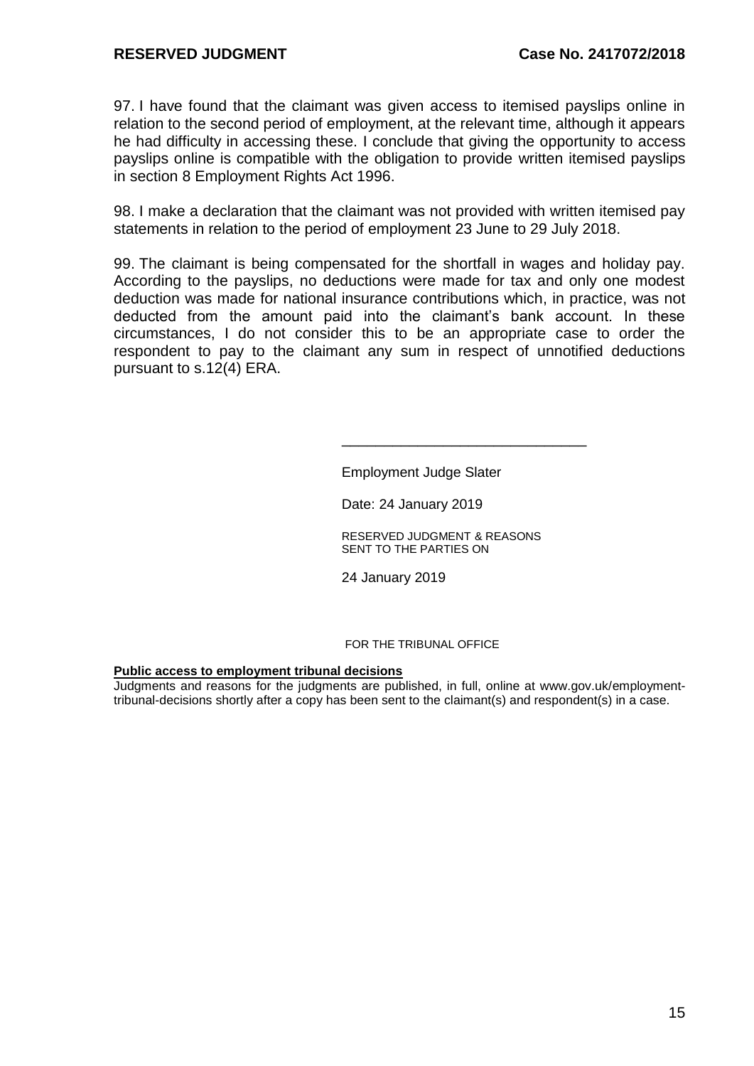97. I have found that the claimant was given access to itemised payslips online in relation to the second period of employment, at the relevant time, although it appears he had difficulty in accessing these. I conclude that giving the opportunity to access payslips online is compatible with the obligation to provide written itemised payslips in section 8 Employment Rights Act 1996.

98. I make a declaration that the claimant was not provided with written itemised pay statements in relation to the period of employment 23 June to 29 July 2018.

99. The claimant is being compensated for the shortfall in wages and holiday pay. According to the payslips, no deductions were made for tax and only one modest deduction was made for national insurance contributions which, in practice, was not deducted from the amount paid into the claimant's bank account. In these circumstances, I do not consider this to be an appropriate case to order the respondent to pay to the claimant any sum in respect of unnotified deductions pursuant to s.12(4) ERA.

______________________________

Employment Judge Slater

Date: 24 January 2019

RESERVED JUDGMENT & REASONS
SENT TO THE PARTIES ON

24 January 2019

FOR THE TRIBUNAL OFFICE

**Public access to employment tribunal decisions**

Judgments and reasons for the judgments are published, in full, online at www.gov.uk/employment-tribunal-decisions shortly after a copy has been sent to the claimant(s) and respondent(s) in a case.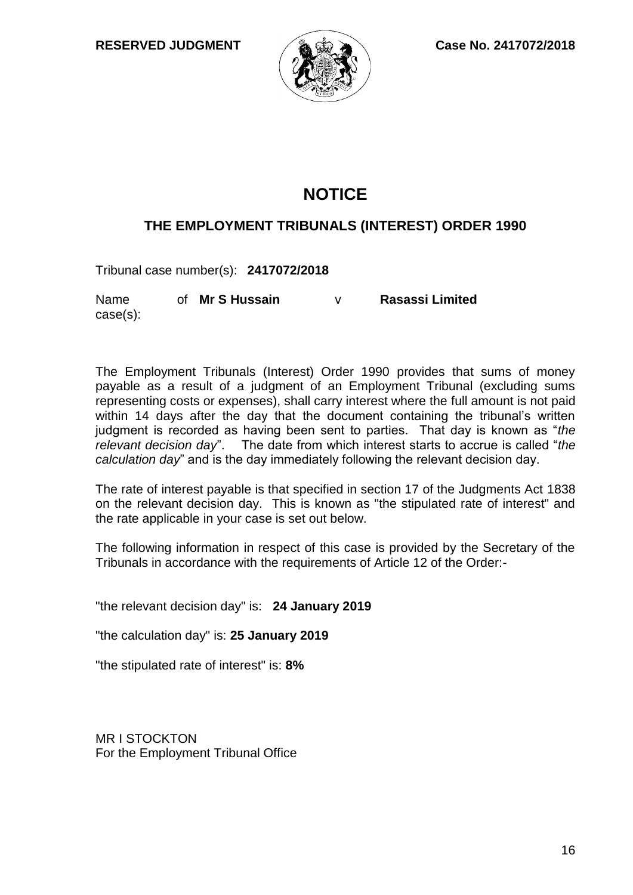**RESERVED JUDGMENT** **Case No. 2417072/2018**

# NOTICE

## THE EMPLOYMENT TRIBUNALS (INTEREST) ORDER 1990

Tribunal case number(s): **2417072/2018**

Name of case(s): **Mr S Hussain** v **Rasassi Limited**

The Employment Tribunals (Interest) Order 1990 provides that sums of money payable as a result of a judgment of an Employment Tribunal (excluding sums representing costs or expenses), shall carry interest where the full amount is not paid within 14 days after the day that the document containing the tribunal's written judgment is recorded as having been sent to parties. That day is known as "*the relevant decision day*". The date from which interest starts to accrue is called "*the calculation day*" and is the day immediately following the relevant decision day.

The rate of interest payable is that specified in section 17 of the Judgments Act 1838 on the relevant decision day. This is known as "the stipulated rate of interest" and the rate applicable in your case is set out below.

The following information in respect of this case is provided by the Secretary of the Tribunals in accordance with the requirements of Article 12 of the Order:-

"the relevant decision day" is: **24 January 2019**

"the calculation day" is: **25 January 2019**

"the stipulated rate of interest" is: **8%**

MR I STOCKTON
For the Employment Tribunal Office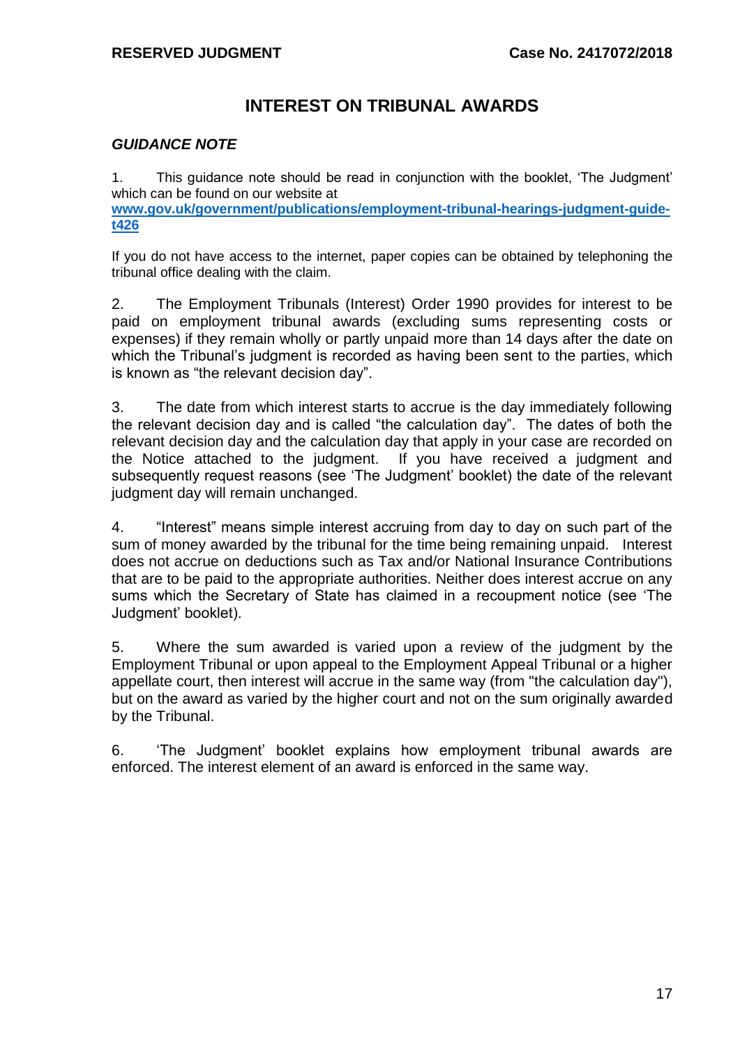# INTEREST ON TRIBUNAL AWARDS

## *GUIDANCE NOTE*

1. This guidance note should be read in conjunction with the booklet, 'The Judgment' which can be found on our website at **www.gov.uk/government/publications/employment-tribunal-hearings-judgment-guide-t426**

If you do not have access to the internet, paper copies can be obtained by telephoning the tribunal office dealing with the claim.

2. The Employment Tribunals (Interest) Order 1990 provides for interest to be paid on employment tribunal awards (excluding sums representing costs or expenses) if they remain wholly or partly unpaid more than 14 days after the date on which the Tribunal's judgment is recorded as having been sent to the parties, which is known as "the relevant decision day".

3. The date from which interest starts to accrue is the day immediately following the relevant decision day and is called "the calculation day". The dates of both the relevant decision day and the calculation day that apply in your case are recorded on the Notice attached to the judgment. If you have received a judgment and subsequently request reasons (see 'The Judgment' booklet) the date of the relevant judgment day will remain unchanged.

4. "Interest" means simple interest accruing from day to day on such part of the sum of money awarded by the tribunal for the time being remaining unpaid. Interest does not accrue on deductions such as Tax and/or National Insurance Contributions that are to be paid to the appropriate authorities. Neither does interest accrue on any sums which the Secretary of State has claimed in a recoupment notice (see 'The Judgment' booklet).

5. Where the sum awarded is varied upon a review of the judgment by the Employment Tribunal or upon appeal to the Employment Appeal Tribunal or a higher appellate court, then interest will accrue in the same way (from "the calculation day"), but on the award as varied by the higher court and not on the sum originally awarded by the Tribunal.

6. 'The Judgment' booklet explains how employment tribunal awards are enforced. The interest element of an award is enforced in the same way.